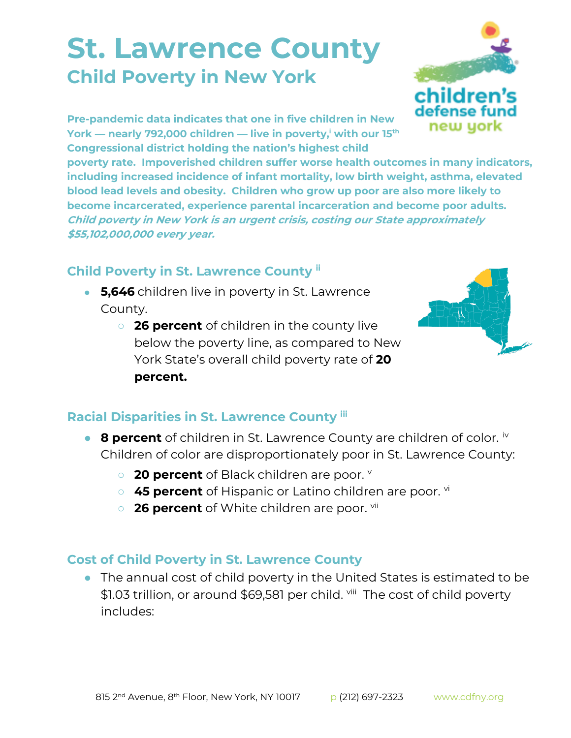# St. Lawrence County

## Child Poverty in New York

**Pre-pandemic data indicates that one in five children in New York — nearly 792,000 children — live in poverty,[i] with our 15th Congressional district holding the nation's highest child poverty rate. Impoverished children suffer worse health outcomes in many indicators, including increased incidence of infant mortality, low birth weight, asthma, elevated blood lead levels and obesity. Children who grow up poor are also more likely to become incarcerated, experience parental incarceration and become poor adults.** ***Child poverty in New York is an urgent crisis, costing our State approximately $55,102,000,000 every year.***

### Child Poverty in St. Lawrence County [ii]

- **5,646** children live in poverty in St. Lawrence County.
  - **26 percent** of children in the county live below the poverty line, as compared to New York State's overall child poverty rate of **20 percent.**

### Racial Disparities in St. Lawrence County [iii]

- **8 percent** of children in St. Lawrence County are children of color. [iv] Children of color are disproportionately poor in St. Lawrence County:
  - **20 percent** of Black children are poor. [v]
  - **45 percent** of Hispanic or Latino children are poor. [vi]
  - **26 percent** of White children are poor. [vii]

### Cost of Child Poverty in St. Lawrence County

- The annual cost of child poverty in the United States is estimated to be $1.03 trillion, or around $69,581 per child. [viii] The cost of child poverty includes: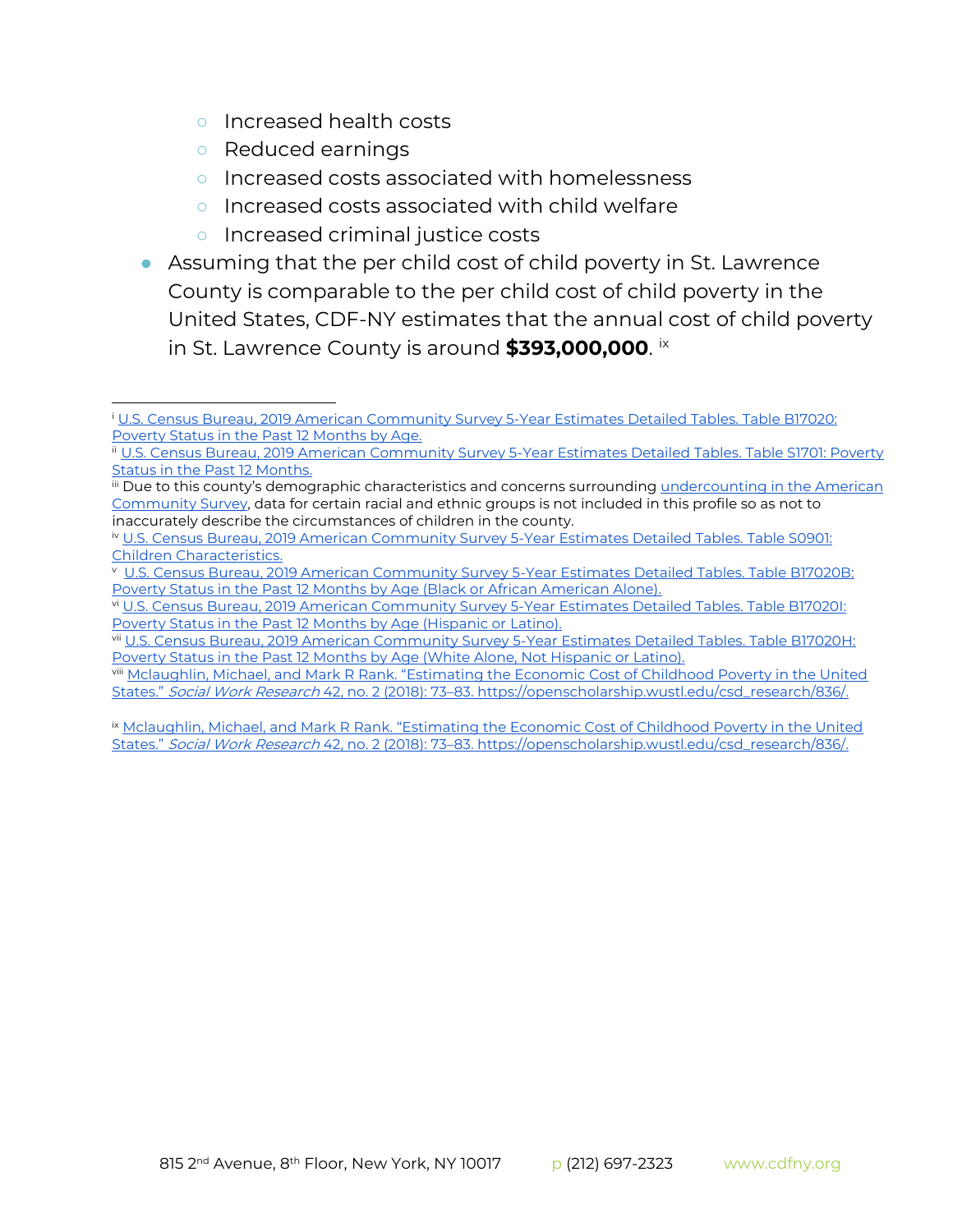- Increased health costs
    - Reduced earnings
    - Increased costs associated with homelessness
    - Increased costs associated with child welfare
    - Increased criminal justice costs
- Assuming that the per child cost of child poverty in St. Lawrence County is comparable to the per child cost of child poverty in the United States, CDF-NY estimates that the annual cost of child poverty in St. Lawrence County is around **$393,000,000**. [ix]

---

[i] U.S. Census Bureau, 2019 American Community Survey 5-Year Estimates Detailed Tables. Table B17020: Poverty Status in the Past 12 Months by Age.

[ii] U.S. Census Bureau, 2019 American Community Survey 5-Year Estimates Detailed Tables. Table S1701: Poverty Status in the Past 12 Months.

[iii] Due to this county's demographic characteristics and concerns surrounding undercounting in the American Community Survey, data for certain racial and ethnic groups is not included in this profile so as not to inaccurately describe the circumstances of children in the county.

[iv] U.S. Census Bureau, 2019 American Community Survey 5-Year Estimates Detailed Tables. Table S0901: Children Characteristics.

[v] U.S. Census Bureau, 2019 American Community Survey 5-Year Estimates Detailed Tables. Table B17020B: Poverty Status in the Past 12 Months by Age (Black or African American Alone).

[vi] U.S. Census Bureau, 2019 American Community Survey 5-Year Estimates Detailed Tables. Table B17020I: Poverty Status in the Past 12 Months by Age (Hispanic or Latino).

[vii] U.S. Census Bureau, 2019 American Community Survey 5-Year Estimates Detailed Tables. Table B17020H: Poverty Status in the Past 12 Months by Age (White Alone, Not Hispanic or Latino).

[viii] Mclaughlin, Michael, and Mark R Rank. "Estimating the Economic Cost of Childhood Poverty in the United States." *Social Work Research* 42, no. 2 (2018): 73–83. https://openscholarship.wustl.edu/csd_research/836/.

[ix] Mclaughlin, Michael, and Mark R Rank. "Estimating the Economic Cost of Childhood Poverty in the United States." *Social Work Research* 42, no. 2 (2018): 73–83. https://openscholarship.wustl.edu/csd_research/836/.

815 2nd Avenue, 8th Floor, New York, NY 10017 p (212) 697-2323 www.cdfny.org